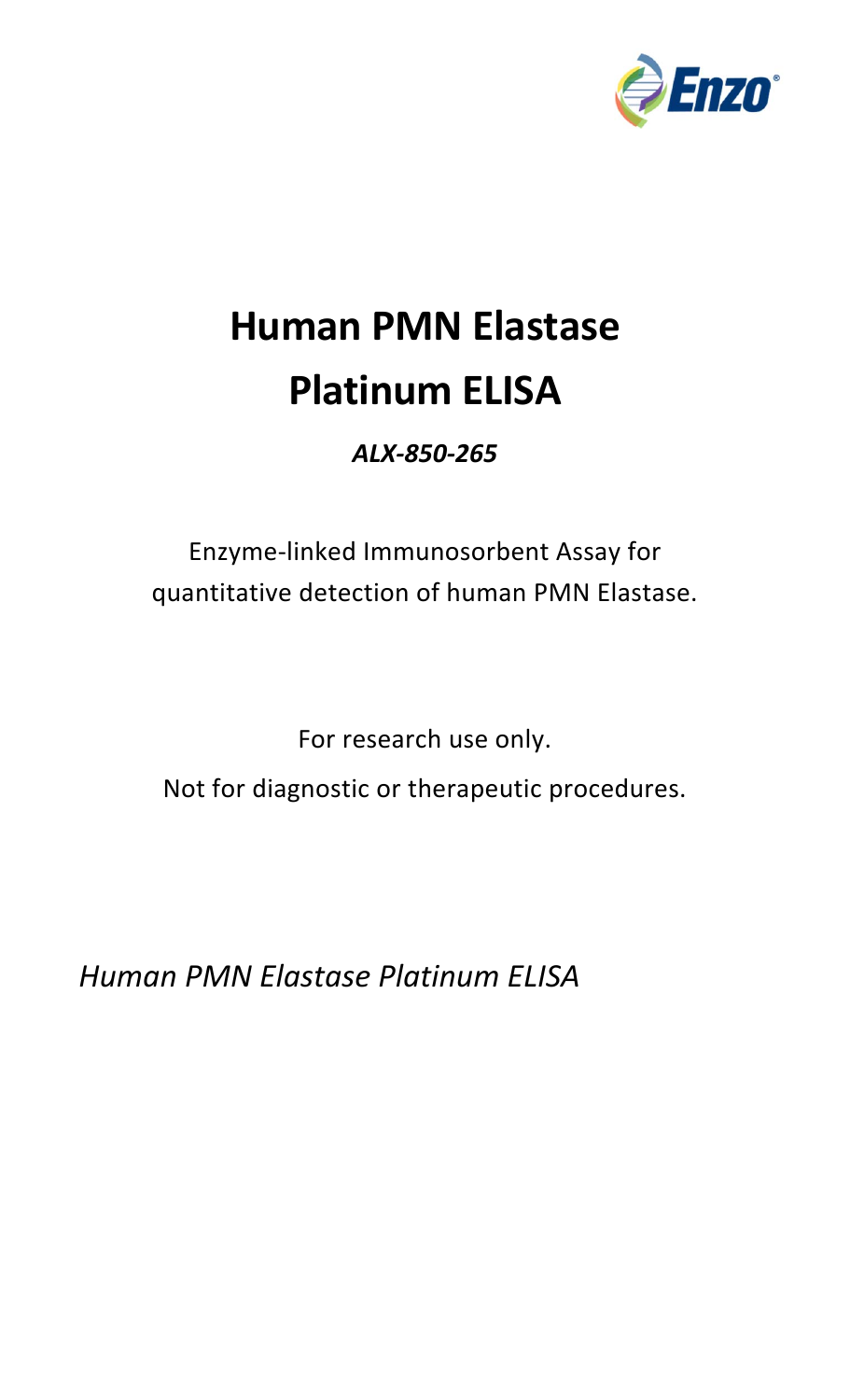# Human PMN Elastase Platinum ELISA

***ALX-850-265***

Enzyme-linked Immunosorbent Assay for quantitative detection of human PMN Elastase.

For research use only.

Not for diagnostic or therapeutic procedures.

*Human PMN Elastase Platinum ELISA*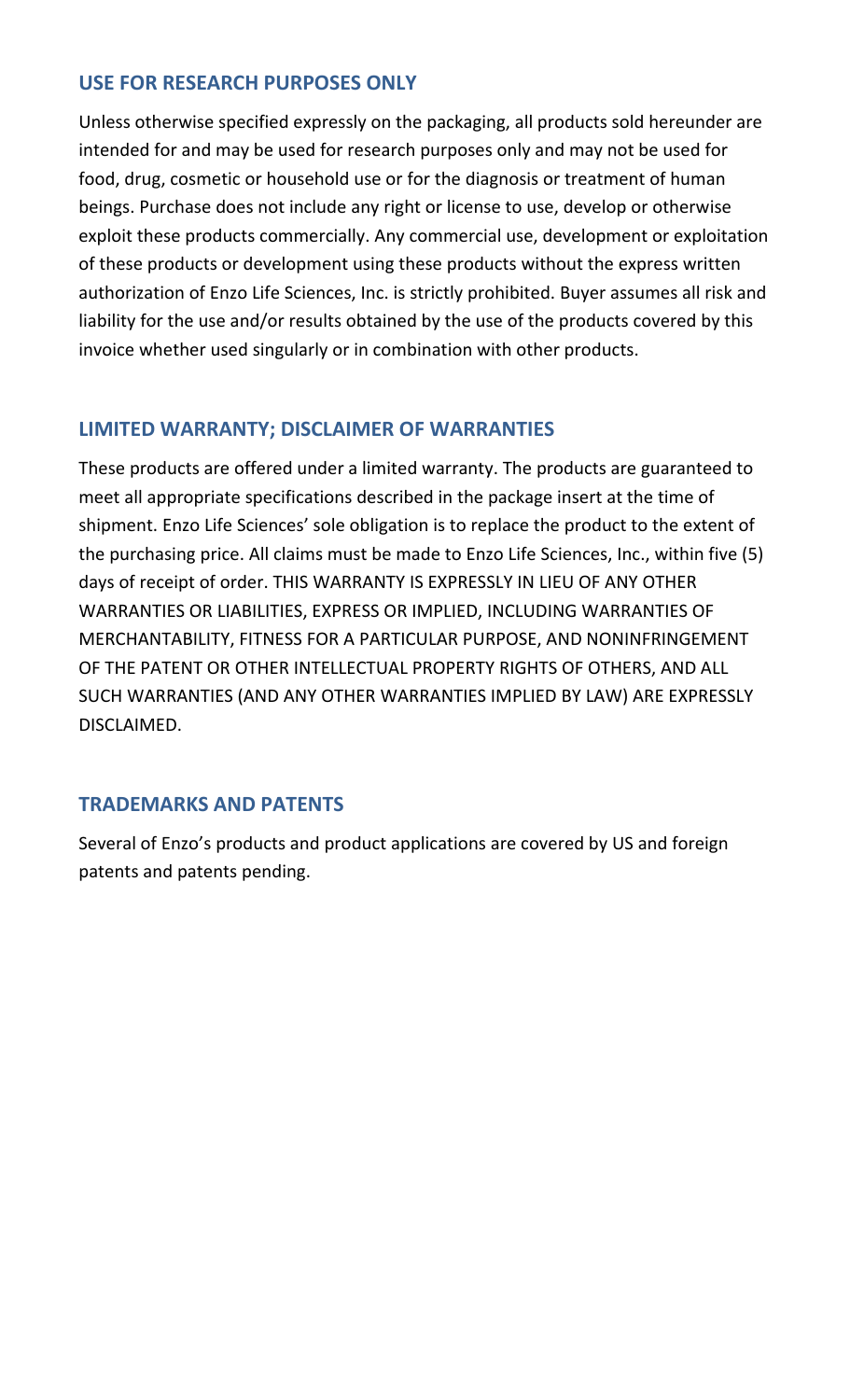## USE FOR RESEARCH PURPOSES ONLY

Unless otherwise specified expressly on the packaging, all products sold hereunder are intended for and may be used for research purposes only and may not be used for food, drug, cosmetic or household use or for the diagnosis or treatment of human beings. Purchase does not include any right or license to use, develop or otherwise exploit these products commercially. Any commercial use, development or exploitation of these products or development using these products without the express written authorization of Enzo Life Sciences, Inc. is strictly prohibited. Buyer assumes all risk and liability for the use and/or results obtained by the use of the products covered by this invoice whether used singularly or in combination with other products.

## LIMITED WARRANTY; DISCLAIMER OF WARRANTIES

These products are offered under a limited warranty. The products are guaranteed to meet all appropriate specifications described in the package insert at the time of shipment. Enzo Life Sciences' sole obligation is to replace the product to the extent of the purchasing price. All claims must be made to Enzo Life Sciences, Inc., within five (5) days of receipt of order. THIS WARRANTY IS EXPRESSLY IN LIEU OF ANY OTHER WARRANTIES OR LIABILITIES, EXPRESS OR IMPLIED, INCLUDING WARRANTIES OF MERCHANTABILITY, FITNESS FOR A PARTICULAR PURPOSE, AND NONINFRINGEMENT OF THE PATENT OR OTHER INTELLECTUAL PROPERTY RIGHTS OF OTHERS, AND ALL SUCH WARRANTIES (AND ANY OTHER WARRANTIES IMPLIED BY LAW) ARE EXPRESSLY DISCLAIMED.

## TRADEMARKS AND PATENTS

Several of Enzo's products and product applications are covered by US and foreign patents and patents pending.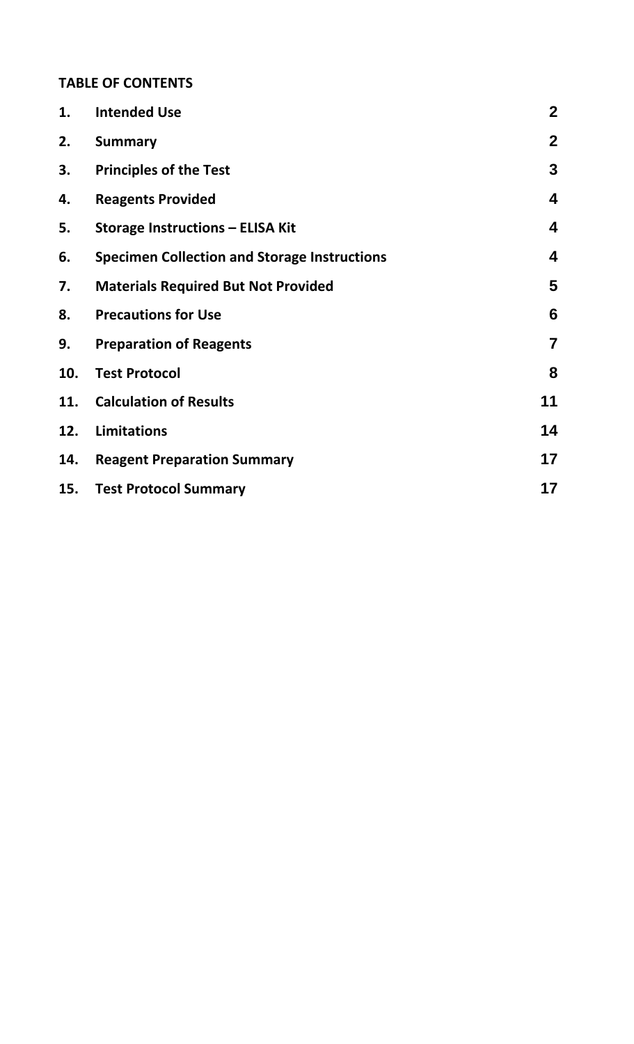**TABLE OF CONTENTS**

| | | |
|---|---|---|
| **1.** | **Intended Use** | **2** |
| **2.** | **Summary** | **2** |
| **3.** | **Principles of the Test** | **3** |
| **4.** | **Reagents Provided** | **4** |
| **5.** | **Storage Instructions – ELISA Kit** | **4** |
| **6.** | **Specimen Collection and Storage Instructions** | **4** |
| **7.** | **Materials Required But Not Provided** | **5** |
| **8.** | **Precautions for Use** | **6** |
| **9.** | **Preparation of Reagents** | **7** |
| **10.** | **Test Protocol** | **8** |
| **11.** | **Calculation of Results** | **11** |
| **12.** | **Limitations** | **14** |
| **14.** | **Reagent Preparation Summary** | **17** |
| **15.** | **Test Protocol Summary** | **17** |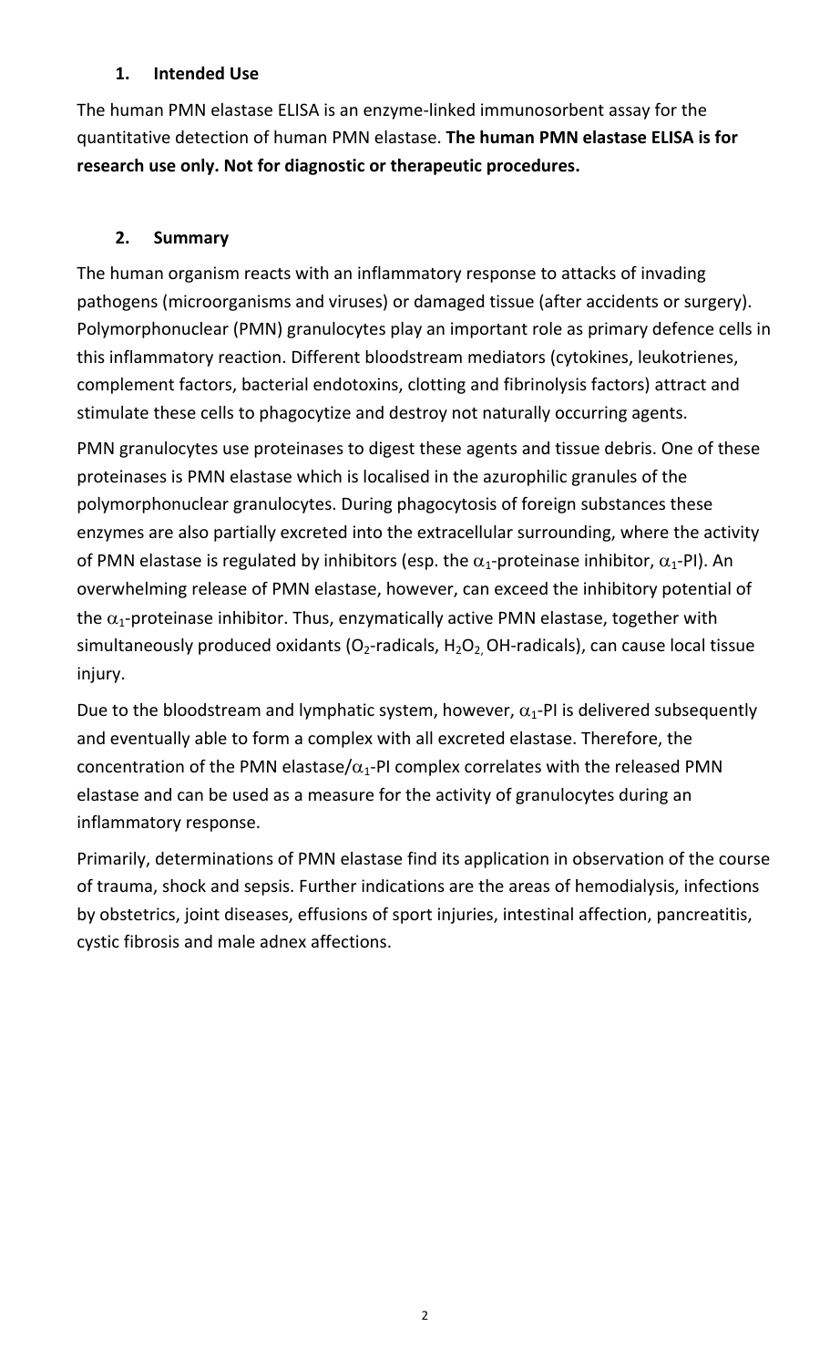## 1. Intended Use

The human PMN elastase ELISA is an enzyme-linked immunosorbent assay for the quantitative detection of human PMN elastase. **The human PMN elastase ELISA is for research use only. Not for diagnostic or therapeutic procedures.**

## 2. Summary

The human organism reacts with an inflammatory response to attacks of invading pathogens (microorganisms and viruses) or damaged tissue (after accidents or surgery). Polymorphonuclear (PMN) granulocytes play an important role as primary defence cells in this inflammatory reaction. Different bloodstream mediators (cytokines, leukotrienes, complement factors, bacterial endotoxins, clotting and fibrinolysis factors) attract and stimulate these cells to phagocytize and destroy not naturally occurring agents.

PMN granulocytes use proteinases to digest these agents and tissue debris. One of these proteinases is PMN elastase which is localised in the azurophilic granules of the polymorphonuclear granulocytes. During phagocytosis of foreign substances these enzymes are also partially excreted into the extracellular surrounding, where the activity of PMN elastase is regulated by inhibitors (esp. the $\alpha_1$-proteinase inhibitor, $\alpha_1$-PI). An overwhelming release of PMN elastase, however, can exceed the inhibitory potential of the $\alpha_1$-proteinase inhibitor. Thus, enzymatically active PMN elastase, together with simultaneously produced oxidants ($O_2$-radicals, $H_2O_2$, OH-radicals), can cause local tissue injury.

Due to the bloodstream and lymphatic system, however, $\alpha_1$-PI is delivered subsequently and eventually able to form a complex with all excreted elastase. Therefore, the concentration of the PMN elastase/$\alpha_1$-PI complex correlates with the released PMN elastase and can be used as a measure for the activity of granulocytes during an inflammatory response.

Primarily, determinations of PMN elastase find its application in observation of the course of trauma, shock and sepsis. Further indications are the areas of hemodialysis, infections by obstetrics, joint diseases, effusions of sport injuries, intestinal affection, pancreatitis, cystic fibrosis and male adnex affections.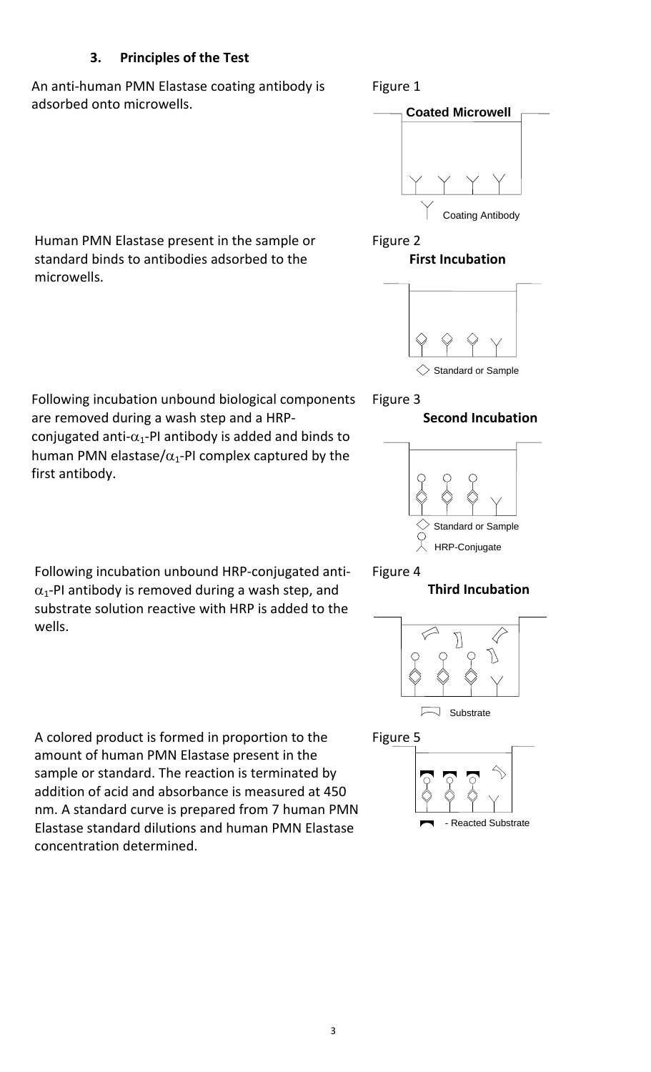### 3. Principles of the Test

An anti-human PMN Elastase coating antibody is adsorbed onto microwells.

Figure 1

Human PMN Elastase present in the sample or standard binds to antibodies adsorbed to the microwells.

Figure 2

Following incubation unbound biological components are removed during a wash step and a HRP-conjugated anti-$\alpha_1$-PI antibody is added and binds to human PMN elastase/$\alpha_1$-PI complex captured by the first antibody.

Figure 3

Following incubation unbound HRP-conjugated anti-$\alpha_1$-PI antibody is removed during a wash step, and substrate solution reactive with HRP is added to the wells.

Figure 4

A colored product is formed in proportion to the amount of human PMN Elastase present in the sample or standard. The reaction is terminated by addition of acid and absorbance is measured at 450 nm. A standard curve is prepared from 7 human PMN Elastase standard dilutions and human PMN Elastase concentration determined.

Figure 5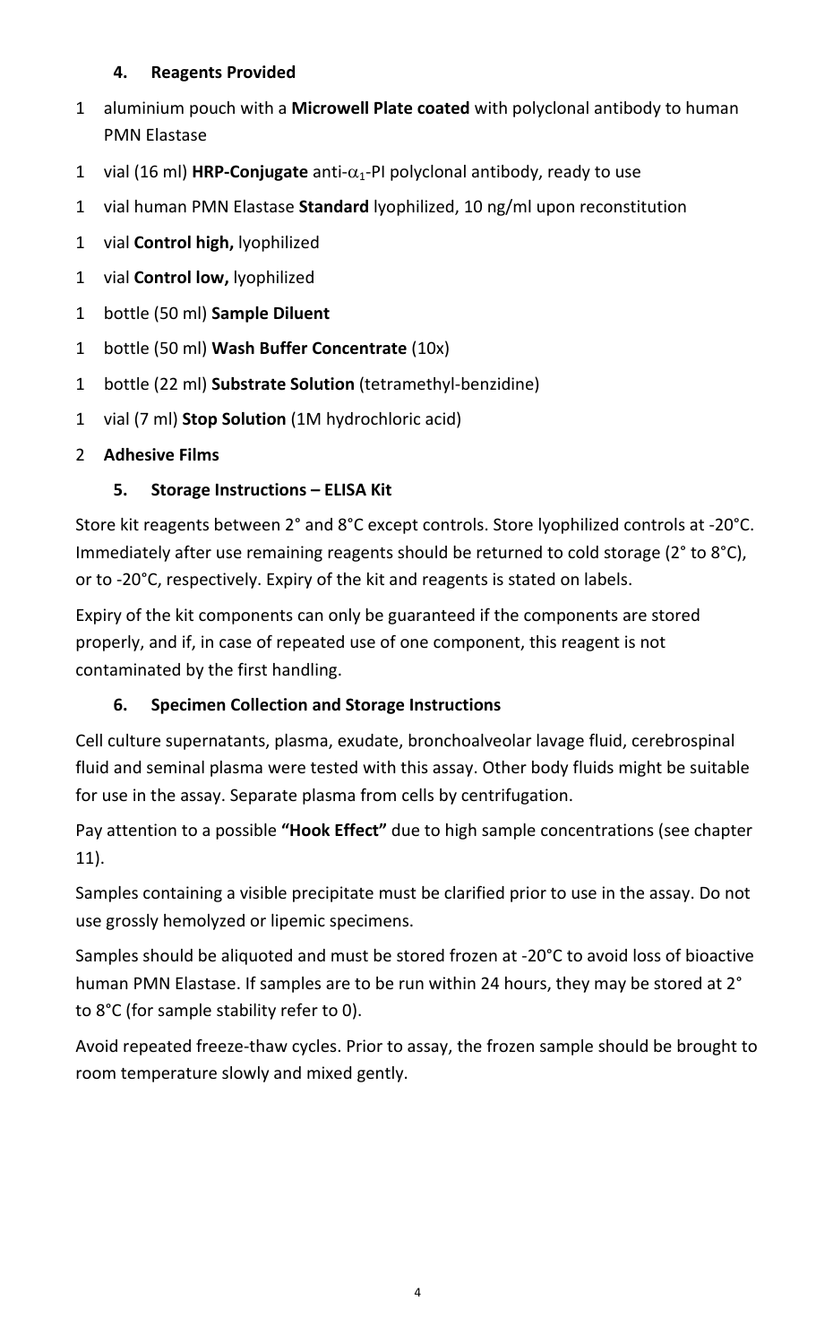## 4. Reagents Provided

1 aluminium pouch with a **Microwell Plate coated** with polyclonal antibody to human PMN Elastase

1 vial (16 ml) **HRP-Conjugate** anti-$\alpha_1$-PI polyclonal antibody, ready to use

1 vial human PMN Elastase **Standard** lyophilized, 10 ng/ml upon reconstitution

1 vial **Control high,** lyophilized

1 vial **Control low,** lyophilized

1 bottle (50 ml) **Sample Diluent**

1 bottle (50 ml) **Wash Buffer Concentrate** (10x)

1 bottle (22 ml) **Substrate Solution** (tetramethyl-benzidine)

1 vial (7 ml) **Stop Solution** (1M hydrochloric acid)

2 **Adhesive Films**

## 5. Storage Instructions – ELISA Kit

Store kit reagents between 2° and 8°C except controls. Store lyophilized controls at -20°C. Immediately after use remaining reagents should be returned to cold storage (2° to 8°C), or to -20°C, respectively. Expiry of the kit and reagents is stated on labels.

Expiry of the kit components can only be guaranteed if the components are stored properly, and if, in case of repeated use of one component, this reagent is not contaminated by the first handling.

## 6. Specimen Collection and Storage Instructions

Cell culture supernatants, plasma, exudate, bronchoalveolar lavage fluid, cerebrospinal fluid and seminal plasma were tested with this assay. Other body fluids might be suitable for use in the assay. Separate plasma from cells by centrifugation.

Pay attention to a possible **"Hook Effect"** due to high sample concentrations (see chapter 11).

Samples containing a visible precipitate must be clarified prior to use in the assay. Do not use grossly hemolyzed or lipemic specimens.

Samples should be aliquoted and must be stored frozen at -20°C to avoid loss of bioactive human PMN Elastase. If samples are to be run within 24 hours, they may be stored at 2° to 8°C (for sample stability refer to 0).

Avoid repeated freeze-thaw cycles. Prior to assay, the frozen sample should be brought to room temperature slowly and mixed gently.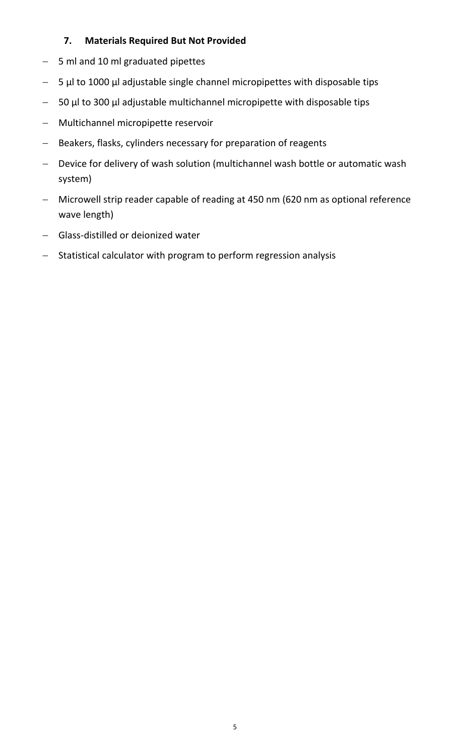## 7. Materials Required But Not Provided

- 5 ml and 10 ml graduated pipettes
- 5 µl to 1000 µl adjustable single channel micropipettes with disposable tips
- 50 µl to 300 µl adjustable multichannel micropipette with disposable tips
- Multichannel micropipette reservoir
- Beakers, flasks, cylinders necessary for preparation of reagents
- Device for delivery of wash solution (multichannel wash bottle or automatic wash system)
- Microwell strip reader capable of reading at 450 nm (620 nm as optional reference wave length)
- Glass-distilled or deionized water
- Statistical calculator with program to perform regression analysis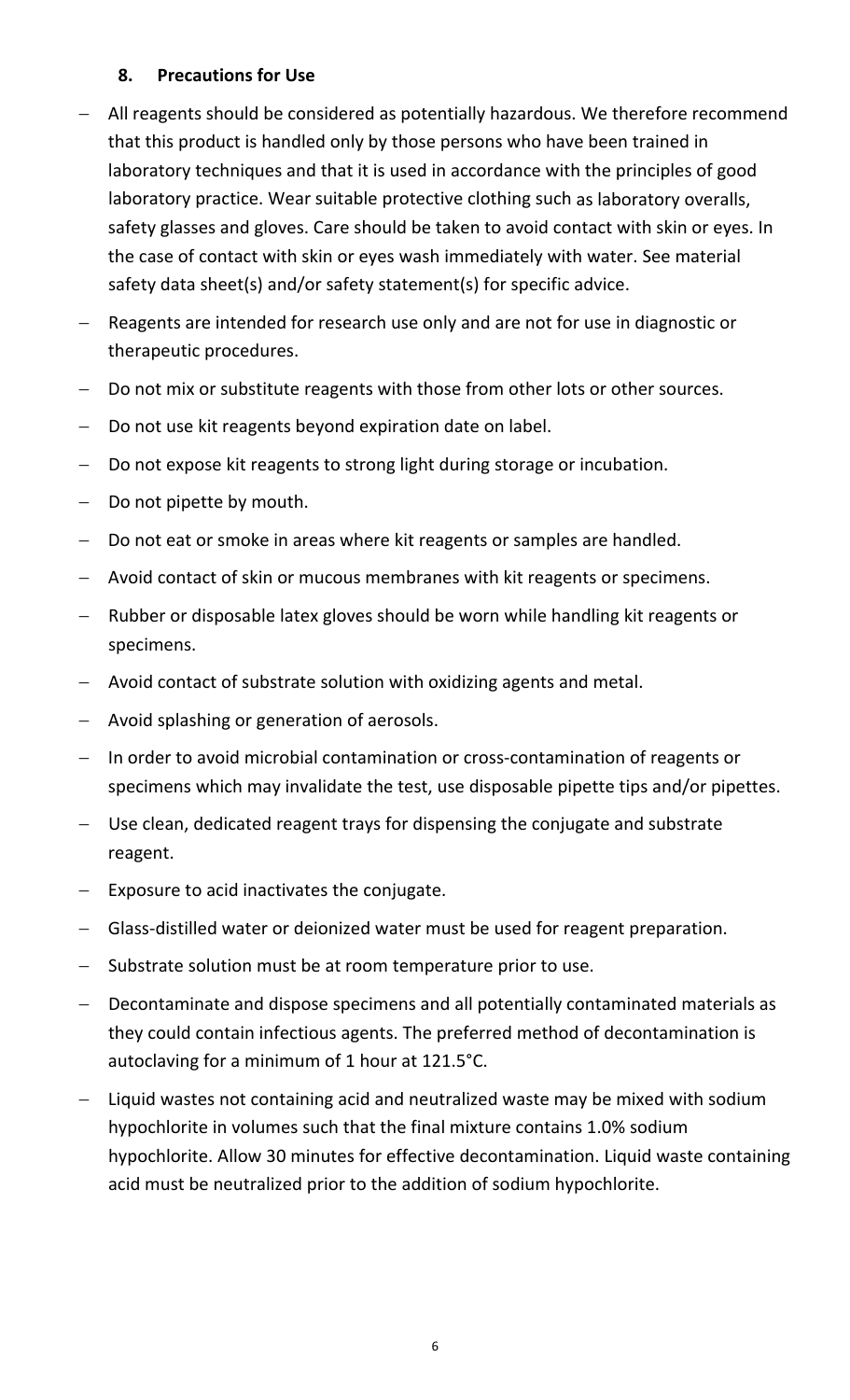## 8. Precautions for Use

- All reagents should be considered as potentially hazardous. We therefore recommend that this product is handled only by those persons who have been trained in laboratory techniques and that it is used in accordance with the principles of good laboratory practice. Wear suitable protective clothing such as laboratory overalls, safety glasses and gloves. Care should be taken to avoid contact with skin or eyes. In the case of contact with skin or eyes wash immediately with water. See material safety data sheet(s) and/or safety statement(s) for specific advice.
- Reagents are intended for research use only and are not for use in diagnostic or therapeutic procedures.
- Do not mix or substitute reagents with those from other lots or other sources.
- Do not use kit reagents beyond expiration date on label.
- Do not expose kit reagents to strong light during storage or incubation.
- Do not pipette by mouth.
- Do not eat or smoke in areas where kit reagents or samples are handled.
- Avoid contact of skin or mucous membranes with kit reagents or specimens.
- Rubber or disposable latex gloves should be worn while handling kit reagents or specimens.
- Avoid contact of substrate solution with oxidizing agents and metal.
- Avoid splashing or generation of aerosols.
- In order to avoid microbial contamination or cross-contamination of reagents or specimens which may invalidate the test, use disposable pipette tips and/or pipettes.
- Use clean, dedicated reagent trays for dispensing the conjugate and substrate reagent.
- Exposure to acid inactivates the conjugate.
- Glass-distilled water or deionized water must be used for reagent preparation.
- Substrate solution must be at room temperature prior to use.
- Decontaminate and dispose specimens and all potentially contaminated materials as they could contain infectious agents. The preferred method of decontamination is autoclaving for a minimum of 1 hour at 121.5°C.
- Liquid wastes not containing acid and neutralized waste may be mixed with sodium hypochlorite in volumes such that the final mixture contains 1.0% sodium hypochlorite. Allow 30 minutes for effective decontamination. Liquid waste containing acid must be neutralized prior to the addition of sodium hypochlorite.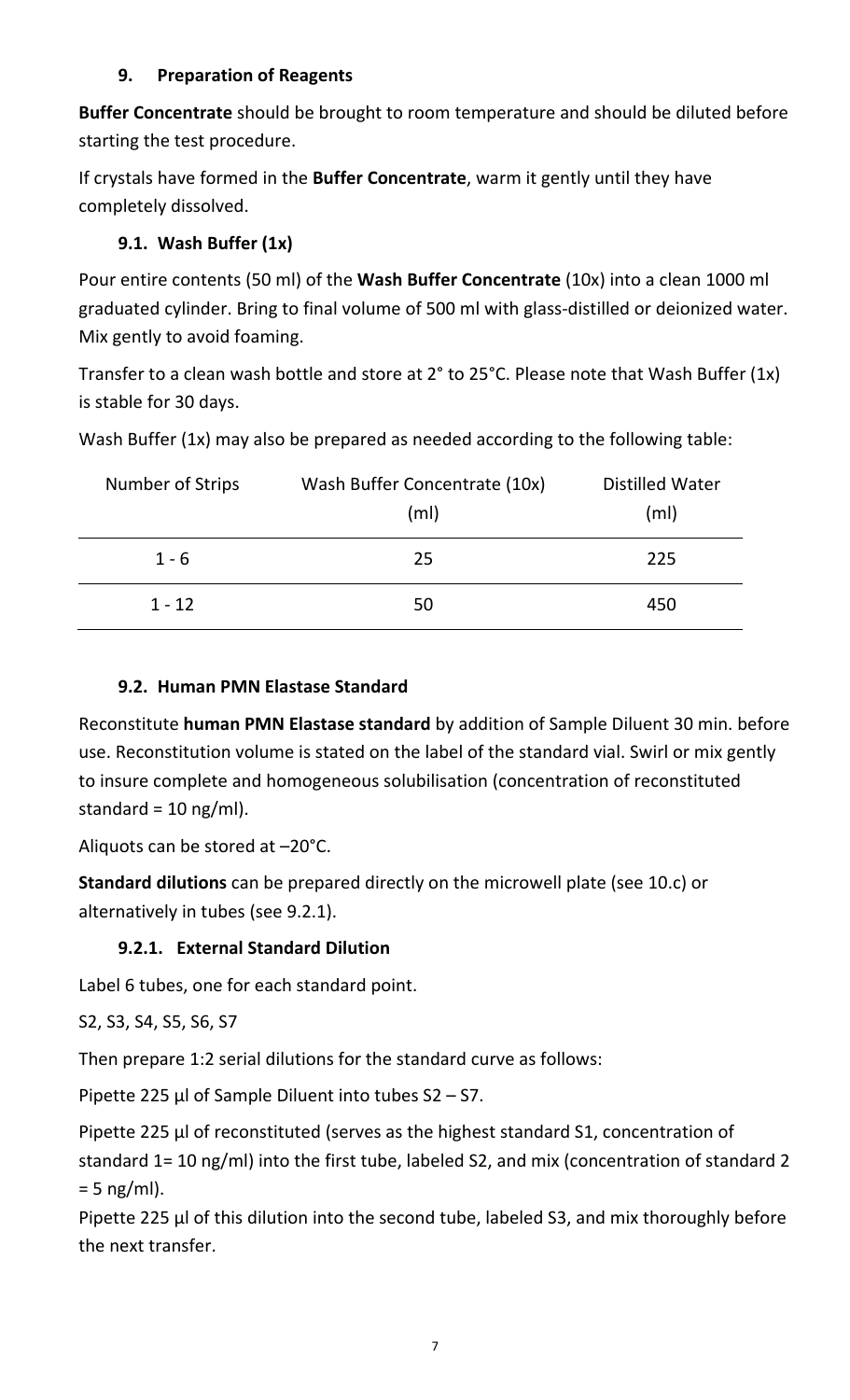## 9. Preparation of Reagents

**Buffer Concentrate** should be brought to room temperature and should be diluted before starting the test procedure.

If crystals have formed in the **Buffer Concentrate**, warm it gently until they have completely dissolved.

### 9.1. Wash Buffer (1x)

Pour entire contents (50 ml) of the **Wash Buffer Concentrate** (10x) into a clean 1000 ml graduated cylinder. Bring to final volume of 500 ml with glass-distilled or deionized water. Mix gently to avoid foaming.

Transfer to a clean wash bottle and store at 2° to 25°C. Please note that Wash Buffer (1x) is stable for 30 days.

Wash Buffer (1x) may also be prepared as needed according to the following table:

| Number of Strips | Wash Buffer Concentrate (10x) (ml) | Distilled Water (ml) |
|---|---|---|
| 1 - 6 | 25 | 225 |
| 1 - 12 | 50 | 450 |

### 9.2. Human PMN Elastase Standard

Reconstitute **human PMN Elastase standard** by addition of Sample Diluent 30 min. before use. Reconstitution volume is stated on the label of the standard vial. Swirl or mix gently to insure complete and homogeneous solubilisation (concentration of reconstituted standard = 10 ng/ml).

Aliquots can be stored at –20°C.

**Standard dilutions** can be prepared directly on the microwell plate (see 10.c) or alternatively in tubes (see 9.2.1).

#### 9.2.1. External Standard Dilution

Label 6 tubes, one for each standard point.

S2, S3, S4, S5, S6, S7

Then prepare 1:2 serial dilutions for the standard curve as follows:

Pipette 225 µl of Sample Diluent into tubes S2 – S7.

Pipette 225 µl of reconstituted (serves as the highest standard S1, concentration of standard 1= 10 ng/ml) into the first tube, labeled S2, and mix (concentration of standard 2 = 5 ng/ml).

Pipette 225 µl of this dilution into the second tube, labeled S3, and mix thoroughly before the next transfer.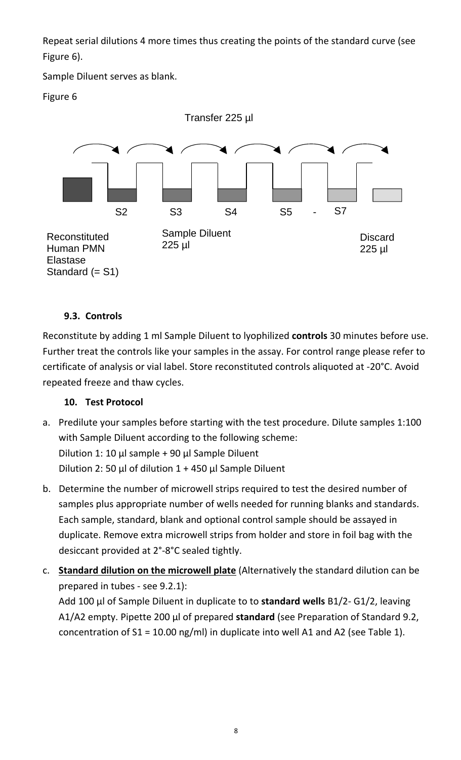Repeat serial dilutions 4 more times thus creating the points of the standard curve (see Figure 6).

Sample Diluent serves as blank.

Figure 6

Transfer 225 µl

S2 S3 S4 S5 - S7

Reconstituted Human PMN Elastase Standard (= S1)

Sample Diluent 225 µl

Discard 225 µl

### 9.3. Controls

Reconstitute by adding 1 ml Sample Diluent to lyophilized **controls** 30 minutes before use. Further treat the controls like your samples in the assay. For control range please refer to certificate of analysis or vial label. Store reconstituted controls aliquoted at -20°C. Avoid repeated freeze and thaw cycles.

### 10. Test Protocol

a. Predilute your samples before starting with the test procedure. Dilute samples 1:100 with Sample Diluent according to the following scheme:
   Dilution 1: 10 µl sample + 90 µl Sample Diluent
   Dilution 2: 50 µl of dilution 1 + 450 µl Sample Diluent

b. Determine the number of microwell strips required to test the desired number of samples plus appropriate number of wells needed for running blanks and standards. Each sample, standard, blank and optional control sample should be assayed in duplicate. Remove extra microwell strips from holder and store in foil bag with the desiccant provided at 2°-8°C sealed tightly.

c. **Standard dilution on the microwell plate** (Alternatively the standard dilution can be prepared in tubes - see 9.2.1):
   Add 100 µl of Sample Diluent in duplicate to to **standard wells** B1/2- G1/2, leaving A1/A2 empty. Pipette 200 µl of prepared **standard** (see Preparation of Standard 9.2, concentration of S1 = 10.00 ng/ml) in duplicate into well A1 and A2 (see Table 1).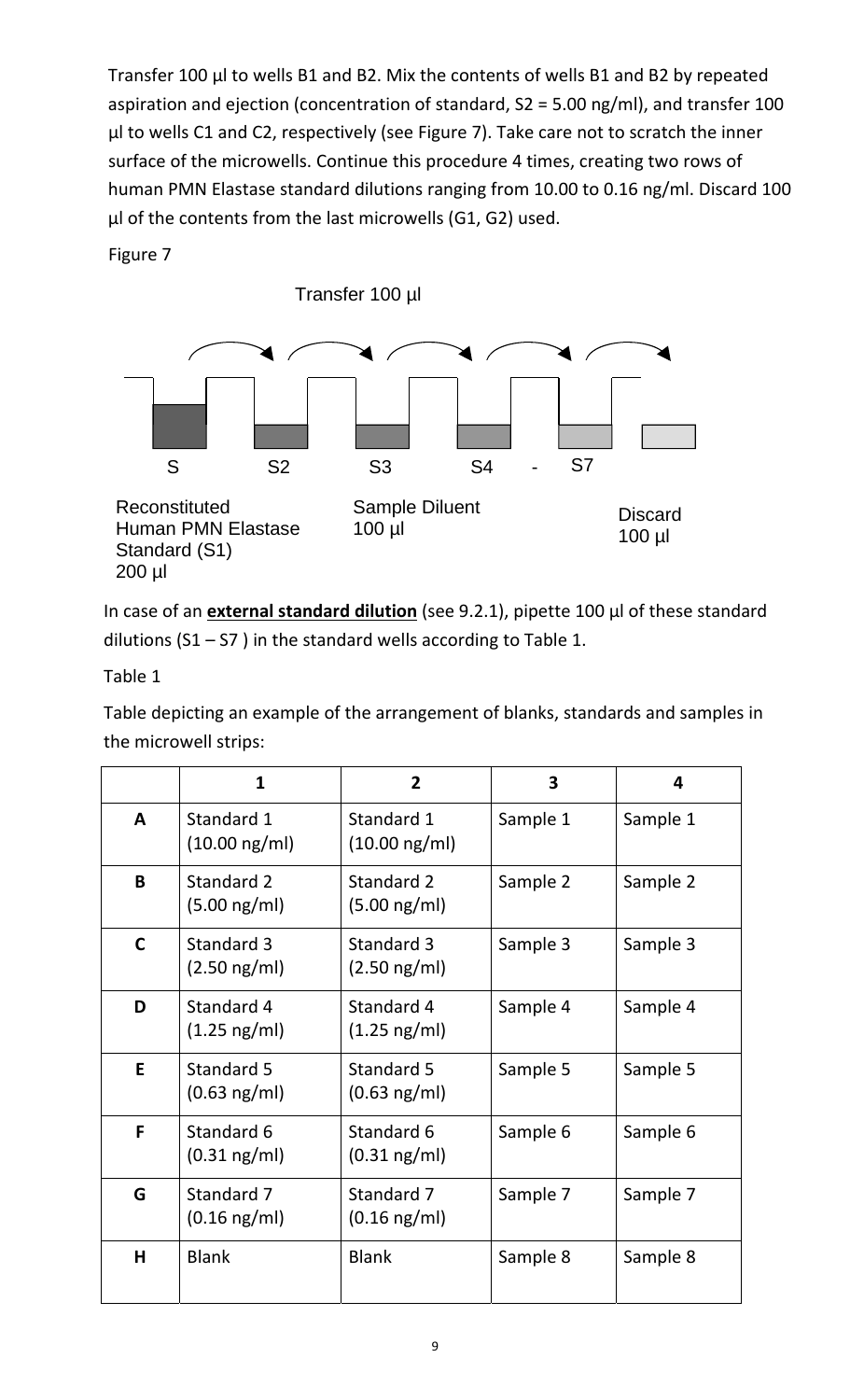Transfer 100 µl to wells B1 and B2. Mix the contents of wells B1 and B2 by repeated aspiration and ejection (concentration of standard, S2 = 5.00 ng/ml), and transfer 100 µl to wells C1 and C2, respectively (see Figure 7). Take care not to scratch the inner surface of the microwells. Continue this procedure 4 times, creating two rows of human PMN Elastase standard dilutions ranging from 10.00 to 0.16 ng/ml. Discard 100 µl of the contents from the last microwells (G1, G2) used.

Figure 7

Transfer 100 µl

S S2 S3 S4 - S7

Reconstituted Human PMN Elastase Standard (S1) 200 µl

Sample Diluent 100 µl

Discard 100 µl

In case of an **external standard dilution** (see 9.2.1), pipette 100 µl of these standard dilutions (S1 – S7 ) in the standard wells according to Table 1.

Table 1

Table depicting an example of the arrangement of blanks, standards and samples in the microwell strips:

| | 1 | 2 | 3 | 4 |
|---|---|---|---|---|
| A | Standard 1 (10.00 ng/ml) | Standard 1 (10.00 ng/ml) | Sample 1 | Sample 1 |
| B | Standard 2 (5.00 ng/ml) | Standard 2 (5.00 ng/ml) | Sample 2 | Sample 2 |
| C | Standard 3 (2.50 ng/ml) | Standard 3 (2.50 ng/ml) | Sample 3 | Sample 3 |
| D | Standard 4 (1.25 ng/ml) | Standard 4 (1.25 ng/ml) | Sample 4 | Sample 4 |
| E | Standard 5 (0.63 ng/ml) | Standard 5 (0.63 ng/ml) | Sample 5 | Sample 5 |
| F | Standard 6 (0.31 ng/ml) | Standard 6 (0.31 ng/ml) | Sample 6 | Sample 6 |
| G | Standard 7 (0.16 ng/ml) | Standard 7 (0.16 ng/ml) | Sample 7 | Sample 7 |
| H | Blank | Blank | Sample 8 | Sample 8 |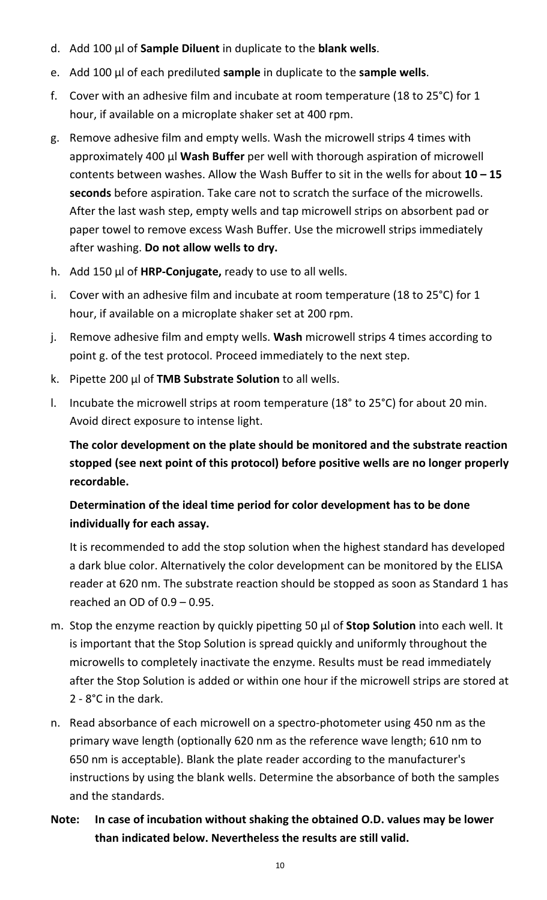d. Add 100 µl of **Sample Diluent** in duplicate to the **blank wells**.

e. Add 100 µl of each prediluted **sample** in duplicate to the **sample wells**.

f. Cover with an adhesive film and incubate at room temperature (18 to 25°C) for 1 hour, if available on a microplate shaker set at 400 rpm.

g. Remove adhesive film and empty wells. Wash the microwell strips 4 times with approximately 400 µl **Wash Buffer** per well with thorough aspiration of microwell contents between washes. Allow the Wash Buffer to sit in the wells for about **10 – 15 seconds** before aspiration. Take care not to scratch the surface of the microwells. After the last wash step, empty wells and tap microwell strips on absorbent pad or paper towel to remove excess Wash Buffer. Use the microwell strips immediately after washing. **Do not allow wells to dry.**

h. Add 150 µl of **HRP-Conjugate,** ready to use to all wells.

i. Cover with an adhesive film and incubate at room temperature (18 to 25°C) for 1 hour, if available on a microplate shaker set at 200 rpm.

j. Remove adhesive film and empty wells. **Wash** microwell strips 4 times according to point g. of the test protocol. Proceed immediately to the next step.

k. Pipette 200 µl of **TMB Substrate Solution** to all wells.

l. Incubate the microwell strips at room temperature (18° to 25°C) for about 20 min. Avoid direct exposure to intense light.

   **The color development on the plate should be monitored and the substrate reaction stopped (see next point of this protocol) before positive wells are no longer properly recordable.**

   **Determination of the ideal time period for color development has to be done individually for each assay.**

   It is recommended to add the stop solution when the highest standard has developed a dark blue color. Alternatively the color development can be monitored by the ELISA reader at 620 nm. The substrate reaction should be stopped as soon as Standard 1 has reached an OD of 0.9 – 0.95.

m. Stop the enzyme reaction by quickly pipetting 50 µl of **Stop Solution** into each well. It is important that the Stop Solution is spread quickly and uniformly throughout the microwells to completely inactivate the enzyme. Results must be read immediately after the Stop Solution is added or within one hour if the microwell strips are stored at 2 - 8°C in the dark.

n. Read absorbance of each microwell on a spectro-photometer using 450 nm as the primary wave length (optionally 620 nm as the reference wave length; 610 nm to 650 nm is acceptable). Blank the plate reader according to the manufacturer's instructions by using the blank wells. Determine the absorbance of both the samples and the standards.

**Note: In case of incubation without shaking the obtained O.D. values may be lower than indicated below. Nevertheless the results are still valid.**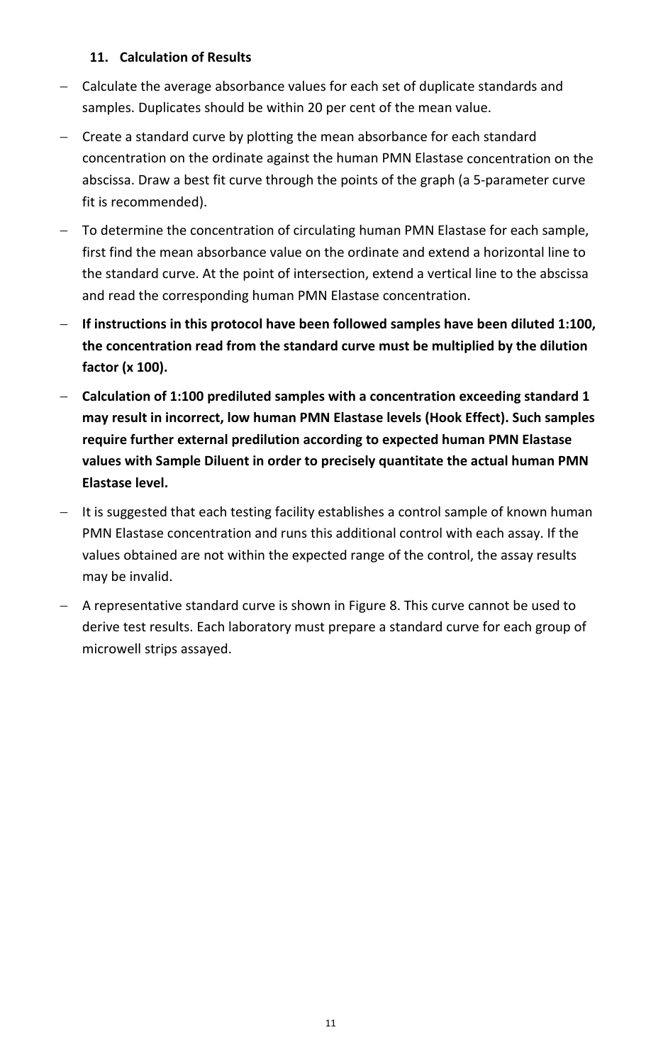## 11. Calculation of Results

- Calculate the average absorbance values for each set of duplicate standards and samples. Duplicates should be within 20 per cent of the mean value.
- Create a standard curve by plotting the mean absorbance for each standard concentration on the ordinate against the human PMN Elastase concentration on the abscissa. Draw a best fit curve through the points of the graph (a 5-parameter curve fit is recommended).
- To determine the concentration of circulating human PMN Elastase for each sample, first find the mean absorbance value on the ordinate and extend a horizontal line to the standard curve. At the point of intersection, extend a vertical line to the abscissa and read the corresponding human PMN Elastase concentration.
- **If instructions in this protocol have been followed samples have been diluted 1:100, the concentration read from the standard curve must be multiplied by the dilution factor (x 100).**
- **Calculation of 1:100 prediluted samples with a concentration exceeding standard 1 may result in incorrect, low human PMN Elastase levels (Hook Effect). Such samples require further external predilution according to expected human PMN Elastase values with Sample Diluent in order to precisely quantitate the actual human PMN Elastase level.**
- It is suggested that each testing facility establishes a control sample of known human PMN Elastase concentration and runs this additional control with each assay. If the values obtained are not within the expected range of the control, the assay results may be invalid.
- A representative standard curve is shown in Figure 8. This curve cannot be used to derive test results. Each laboratory must prepare a standard curve for each group of microwell strips assayed.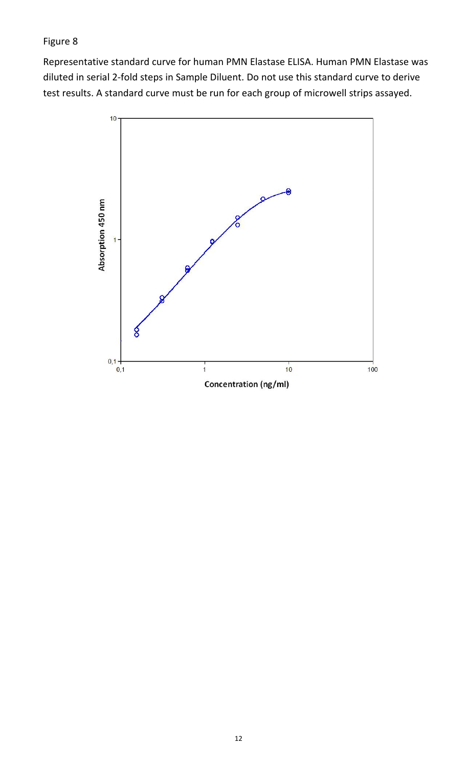Figure 8

Representative standard curve for human PMN Elastase ELISA. Human PMN Elastase was diluted in serial 2-fold steps in Sample Diluent. Do not use this standard curve to derive test results. A standard curve must be run for each group of microwell strips assayed.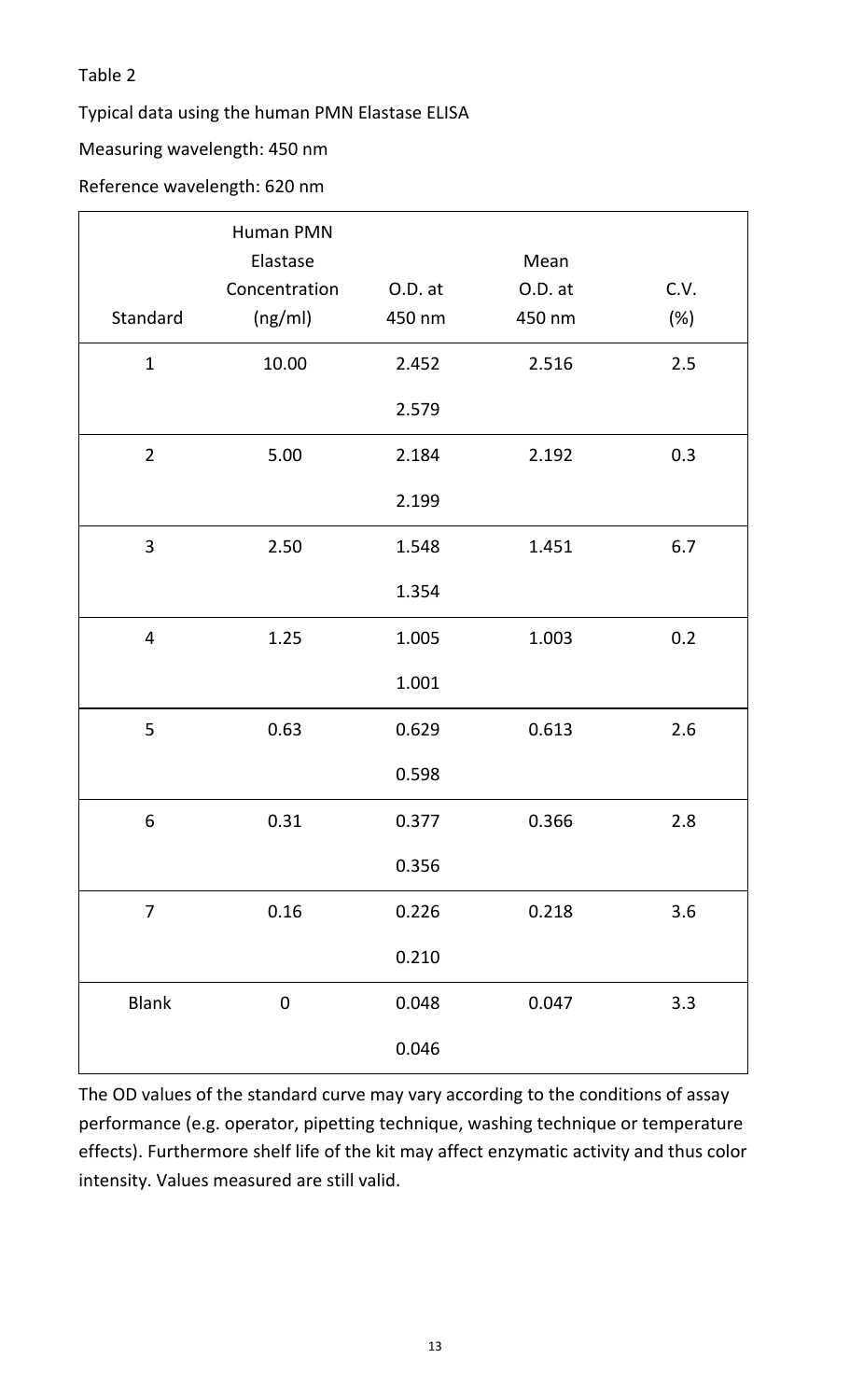Table 2

Typical data using the human PMN Elastase ELISA

Measuring wavelength: 450 nm

Reference wavelength: 620 nm

| Standard | Human PMN Elastase Concentration (ng/ml) | O.D. at 450 nm | Mean O.D. at 450 nm | C.V. (%) |
|---|---|---|---|---|
| 1 | 10.00 | 2.452 | 2.516 | 2.5 |
| | | 2.579 | | |
| 2 | 5.00 | 2.184 | 2.192 | 0.3 |
| | | 2.199 | | |
| 3 | 2.50 | 1.548 | 1.451 | 6.7 |
| | | 1.354 | | |
| 4 | 1.25 | 1.005 | 1.003 | 0.2 |
| | | 1.001 | | |
| 5 | 0.63 | 0.629 | 0.613 | 2.6 |
| | | 0.598 | | |
| 6 | 0.31 | 0.377 | 0.366 | 2.8 |
| | | 0.356 | | |
| 7 | 0.16 | 0.226 | 0.218 | 3.6 |
| | | 0.210 | | |
| Blank | 0 | 0.048 | 0.047 | 3.3 |
| | | 0.046 | | |

The OD values of the standard curve may vary according to the conditions of assay performance (e.g. operator, pipetting technique, washing technique or temperature effects). Furthermore shelf life of the kit may affect enzymatic activity and thus color intensity. Values measured are still valid.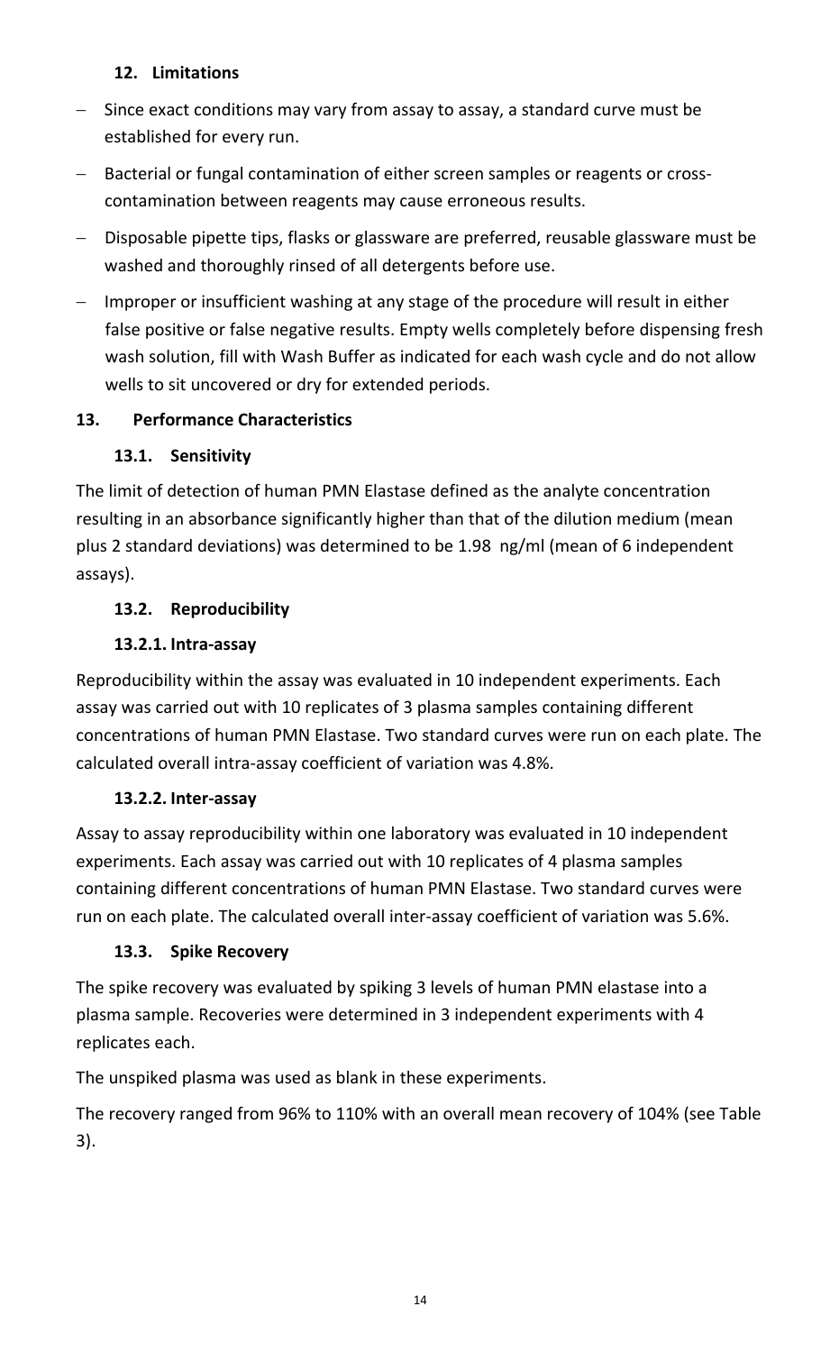## 12. Limitations

- Since exact conditions may vary from assay to assay, a standard curve must be established for every run.
- Bacterial or fungal contamination of either screen samples or reagents or cross-contamination between reagents may cause erroneous results.
- Disposable pipette tips, flasks or glassware are preferred, reusable glassware must be washed and thoroughly rinsed of all detergents before use.
- Improper or insufficient washing at any stage of the procedure will result in either false positive or false negative results. Empty wells completely before dispensing fresh wash solution, fill with Wash Buffer as indicated for each wash cycle and do not allow wells to sit uncovered or dry for extended periods.

## 13. Performance Characteristics

### 13.1. Sensitivity

The limit of detection of human PMN Elastase defined as the analyte concentration resulting in an absorbance significantly higher than that of the dilution medium (mean plus 2 standard deviations) was determined to be 1.98 ng/ml (mean of 6 independent assays).

### 13.2. Reproducibility

#### 13.2.1. Intra-assay

Reproducibility within the assay was evaluated in 10 independent experiments. Each assay was carried out with 10 replicates of 3 plasma samples containing different concentrations of human PMN Elastase. Two standard curves were run on each plate. The calculated overall intra-assay coefficient of variation was 4.8%.

#### 13.2.2. Inter-assay

Assay to assay reproducibility within one laboratory was evaluated in 10 independent experiments. Each assay was carried out with 10 replicates of 4 plasma samples containing different concentrations of human PMN Elastase. Two standard curves were run on each plate. The calculated overall inter-assay coefficient of variation was 5.6%.

### 13.3. Spike Recovery

The spike recovery was evaluated by spiking 3 levels of human PMN elastase into a plasma sample. Recoveries were determined in 3 independent experiments with 4 replicates each.

The unspiked plasma was used as blank in these experiments.

The recovery ranged from 96% to 110% with an overall mean recovery of 104% (see Table 3).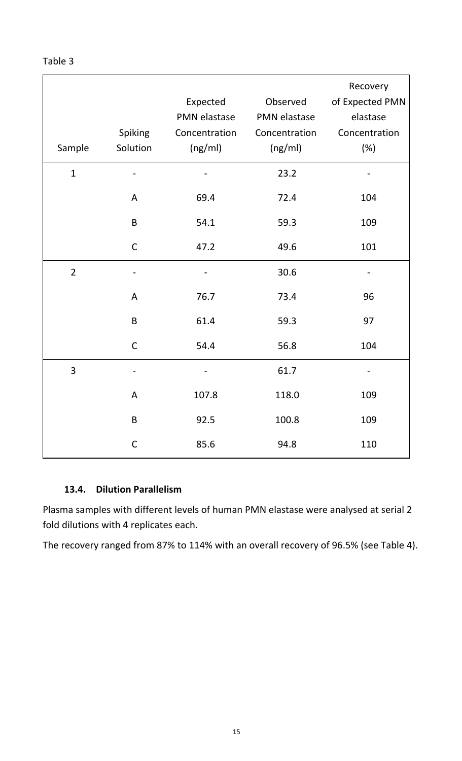Table 3

| Sample | Spiking Solution | Expected PMN elastase Concentration (ng/ml) | Observed PMN elastase Concentration (ng/ml) | Recovery of Expected PMN elastase Concentration (%) |
|---|---|---|---|---|
| 1 | - | - | 23.2 | - |
| | A | 69.4 | 72.4 | 104 |
| | B | 54.1 | 59.3 | 109 |
| | C | 47.2 | 49.6 | 101 |
| 2 | - | - | 30.6 | - |
| | A | 76.7 | 73.4 | 96 |
| | B | 61.4 | 59.3 | 97 |
| | C | 54.4 | 56.8 | 104 |
| 3 | - | - | 61.7 | - |
| | A | 107.8 | 118.0 | 109 |
| | B | 92.5 | 100.8 | 109 |
| | C | 85.6 | 94.8 | 110 |

### 13.4. Dilution Parallelism

Plasma samples with different levels of human PMN elastase were analysed at serial 2 fold dilutions with 4 replicates each.

The recovery ranged from 87% to 114% with an overall recovery of 96.5% (see Table 4).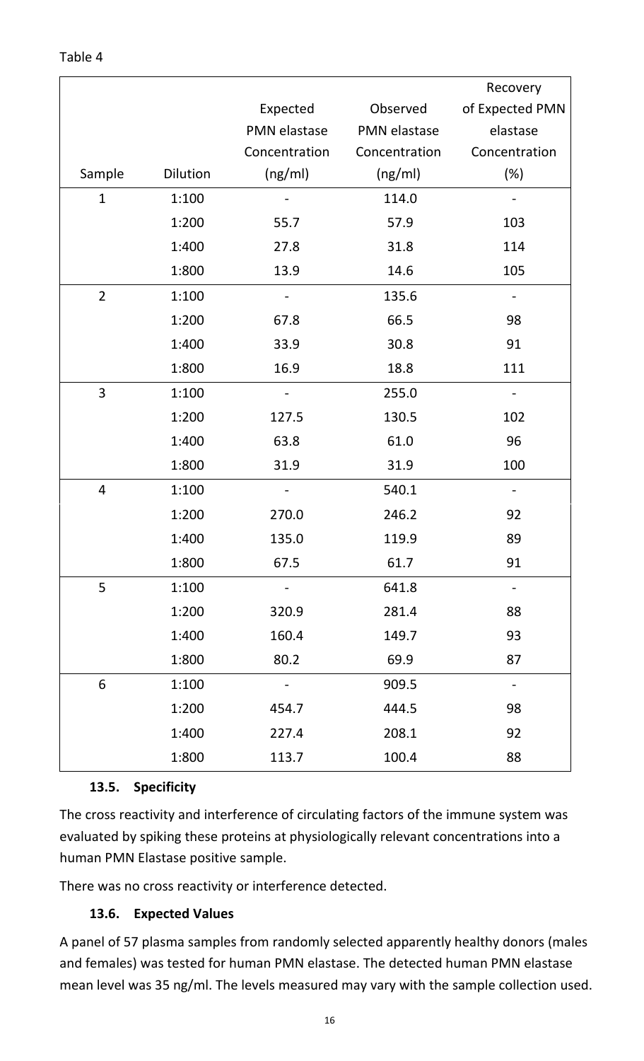Table 4

| Sample | Dilution | Expected PMN elastase Concentration (ng/ml) | Observed PMN elastase Concentration (ng/ml) | Recovery of Expected PMN elastase Concentration (%) |
|---|---|---|---|---|
| 1 | 1:100 | - | 114.0 | - |
| | 1:200 | 55.7 | 57.9 | 103 |
| | 1:400 | 27.8 | 31.8 | 114 |
| | 1:800 | 13.9 | 14.6 | 105 |
| 2 | 1:100 | - | 135.6 | - |
| | 1:200 | 67.8 | 66.5 | 98 |
| | 1:400 | 33.9 | 30.8 | 91 |
| | 1:800 | 16.9 | 18.8 | 111 |
| 3 | 1:100 | - | 255.0 | - |
| | 1:200 | 127.5 | 130.5 | 102 |
| | 1:400 | 63.8 | 61.0 | 96 |
| | 1:800 | 31.9 | 31.9 | 100 |
| 4 | 1:100 | - | 540.1 | - |
| | 1:200 | 270.0 | 246.2 | 92 |
| | 1:400 | 135.0 | 119.9 | 89 |
| | 1:800 | 67.5 | 61.7 | 91 |
| 5 | 1:100 | - | 641.8 | - |
| | 1:200 | 320.9 | 281.4 | 88 |
| | 1:400 | 160.4 | 149.7 | 93 |
| | 1:800 | 80.2 | 69.9 | 87 |
| 6 | 1:100 | - | 909.5 | - |
| | 1:200 | 454.7 | 444.5 | 98 |
| | 1:400 | 227.4 | 208.1 | 92 |
| | 1:800 | 113.7 | 100.4 | 88 |

### 13.5. Specificity

The cross reactivity and interference of circulating factors of the immune system was evaluated by spiking these proteins at physiologically relevant concentrations into a human PMN Elastase positive sample.

There was no cross reactivity or interference detected.

### 13.6. Expected Values

A panel of 57 plasma samples from randomly selected apparently healthy donors (males and females) was tested for human PMN elastase. The detected human PMN elastase mean level was 35 ng/ml. The levels measured may vary with the sample collection used.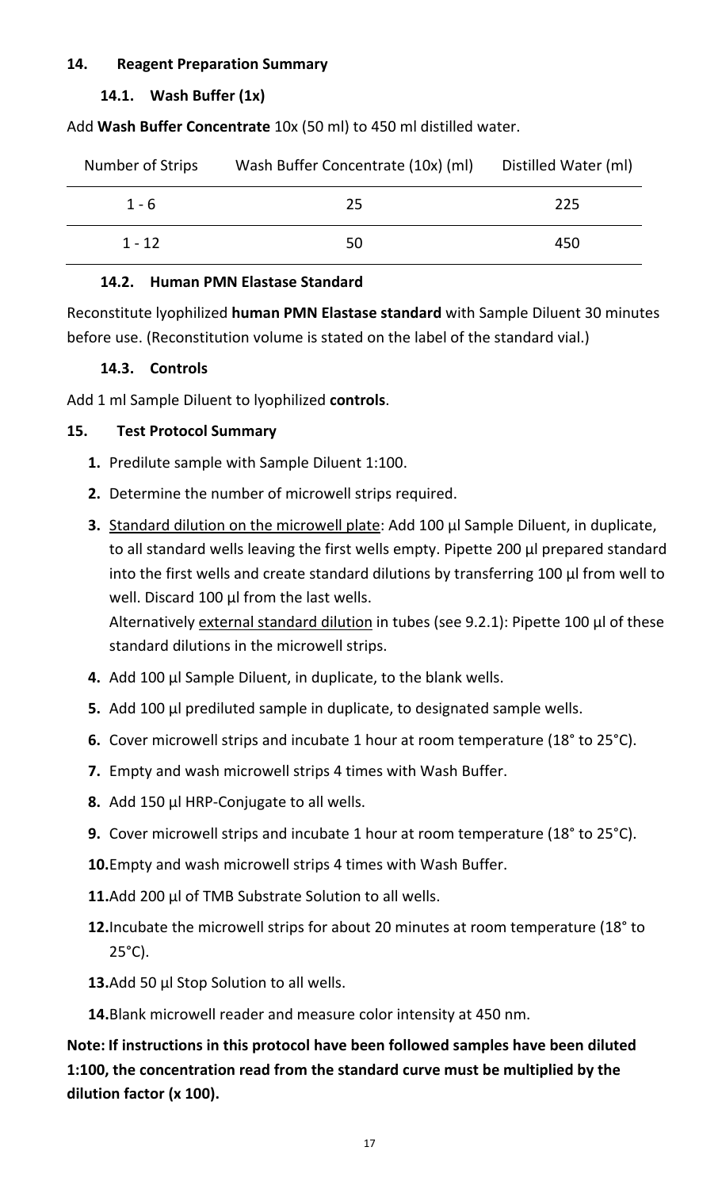## 14. Reagent Preparation Summary

### 14.1. Wash Buffer (1x)

Add **Wash Buffer Concentrate** 10x (50 ml) to 450 ml distilled water.

| Number of Strips | Wash Buffer Concentrate (10x) (ml) | Distilled Water (ml) |
|---|---|---|
| 1 - 6 | 25 | 225 |
| 1 - 12 | 50 | 450 |

### 14.2. Human PMN Elastase Standard

Reconstitute lyophilized **human PMN Elastase standard** with Sample Diluent 30 minutes before use. (Reconstitution volume is stated on the label of the standard vial.)

### 14.3. Controls

Add 1 ml Sample Diluent to lyophilized **controls**.

## 15. Test Protocol Summary

1. Predilute sample with Sample Diluent 1:100.
2. Determine the number of microwell strips required.
3. Standard dilution on the microwell plate: Add 100 µl Sample Diluent, in duplicate, to all standard wells leaving the first wells empty. Pipette 200 µl prepared standard into the first wells and create standard dilutions by transferring 100 µl from well to well. Discard 100 µl from the last wells.
   Alternatively external standard dilution in tubes (see 9.2.1): Pipette 100 µl of these standard dilutions in the microwell strips.
4. Add 100 µl Sample Diluent, in duplicate, to the blank wells.
5. Add 100 µl prediluted sample in duplicate, to designated sample wells.
6. Cover microwell strips and incubate 1 hour at room temperature (18° to 25°C).
7. Empty and wash microwell strips 4 times with Wash Buffer.
8. Add 150 µl HRP-Conjugate to all wells.
9. Cover microwell strips and incubate 1 hour at room temperature (18° to 25°C).
10. Empty and wash microwell strips 4 times with Wash Buffer.
11. Add 200 µl of TMB Substrate Solution to all wells.
12. Incubate the microwell strips for about 20 minutes at room temperature (18° to 25°C).
13. Add 50 µl Stop Solution to all wells.
14. Blank microwell reader and measure color intensity at 450 nm.

**Note: If instructions in this protocol have been followed samples have been diluted 1:100, the concentration read from the standard curve must be multiplied by the dilution factor (x 100).**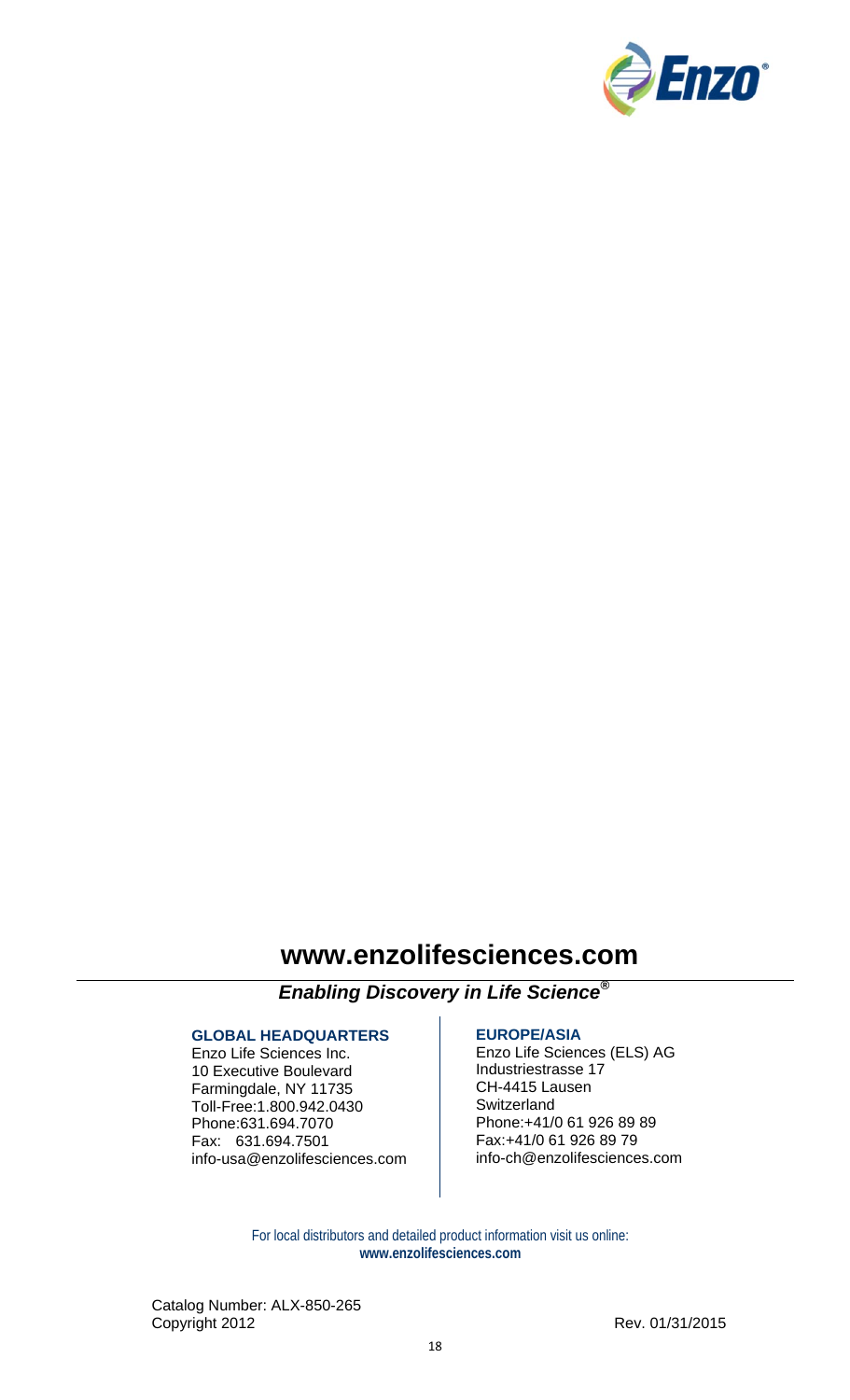# www.enzolifesciences.com

***Enabling Discovery in Life Science®***

**GLOBAL HEADQUARTERS**
Enzo Life Sciences Inc.
10 Executive Boulevard
Farmingdale, NY 11735
Toll-Free:1.800.942.0430
Phone:631.694.7070
Fax: 631.694.7501
info-usa@enzolifesciences.com

**EUROPE/ASIA**
Enzo Life Sciences (ELS) AG
Industriestrasse 17
CH-4415 Lausen
Switzerland
Phone:+41/0 61 926 89 89
Fax:+41/0 61 926 89 79
info-ch@enzolifesciences.com

For local distributors and detailed product information visit us online:
**www.enzolifesciences.com**

Catalog Number: ALX-850-265
Copyright 2012

Rev. 01/31/2015